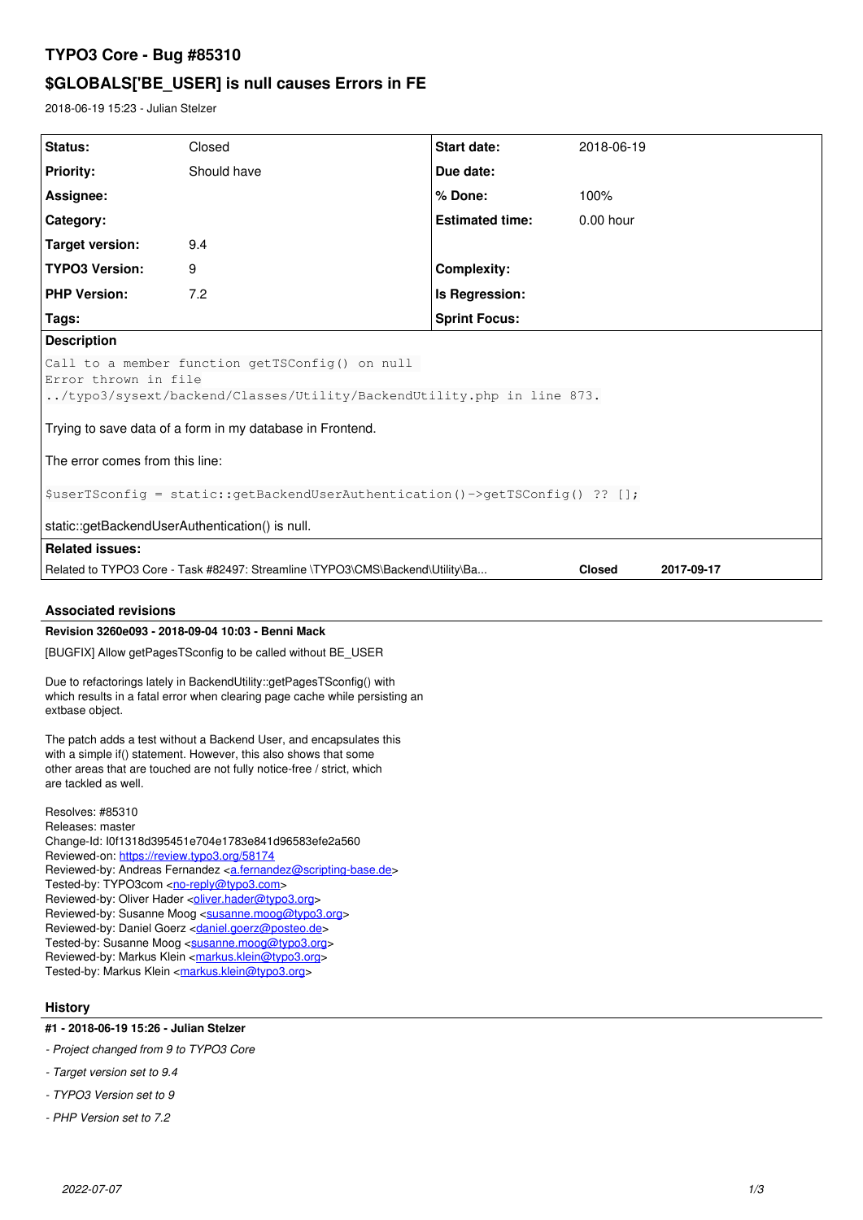# TYPO3 Core - Bug #85310

## $GLOBALS['BE_USER] is null causes Errors in FE

2018-06-19 15:23 - Julian Stelzer

| Status: | Closed | Start date: | 2018-06-19 |
|---|---|---|---|
| Priority: | Should have | Due date: | |
| Assignee: | | % Done: | 100% |
| Category: | | Estimated time: | 0.00 hour |
| Target version: | 9.4 | | |
| TYPO3 Version: | 9 | Complexity: | |
| PHP Version: | 7.2 | Is Regression: | |
| Tags: | | Sprint Focus: | |

**Description**

```
Call to a member function getTSConfig() on null
Error thrown in file
../typo3/sysext/backend/Classes/Utility/BackendUtility.php in line 873.
```

Trying to save data of a form in my database in Frontend.

The error comes from this line:

```
$userTSconfig = static::getBackendUserAuthentication()->getTSConfig() ?? [];
```

static::getBackendUserAuthentication() is null.

**Related issues:**

Related to TYPO3 Core - Task #82497: Streamline \TYPO3\CMS\Backend\Utility\Ba... **Closed** **2017-09-17**

### Associated revisions

**Revision 3260e093 - 2018-09-04 10:03 - Benni Mack**

[BUGFIX] Allow getPagesTSconfig to be called without BE_USER

Due to refactorings lately in BackendUtility::getPagesTSconfig() with which results in a fatal error when clearing page cache while persisting an extbase object.

The patch adds a test without a Backend User, and encapsulates this with a simple if() statement. However, this also shows that some other areas that are touched are not fully notice-free / strict, which are tackled as well.

Resolves: #85310
Releases: master
Change-Id: I0f1318d395451e704e1783e841d96583efe2a560
Reviewed-on: https://review.typo3.org/58174
Reviewed-by: Andreas Fernandez <a.fernandez@scripting-base.de>
Tested-by: TYPO3com <no-reply@typo3.com>
Reviewed-by: Oliver Hader <oliver.hader@typo3.org>
Reviewed-by: Susanne Moog <susanne.moog@typo3.org>
Reviewed-by: Daniel Goerz <daniel.goerz@posteo.de>
Tested-by: Susanne Moog <susanne.moog@typo3.org>
Reviewed-by: Markus Klein <markus.klein@typo3.org>
Tested-by: Markus Klein <markus.klein@typo3.org>

### History

**#1 - 2018-06-19 15:26 - Julian Stelzer**

- *Project changed from 9 to TYPO3 Core*
- *Target version set to 9.4*
- *TYPO3 Version set to 9*
- *PHP Version set to 7.2*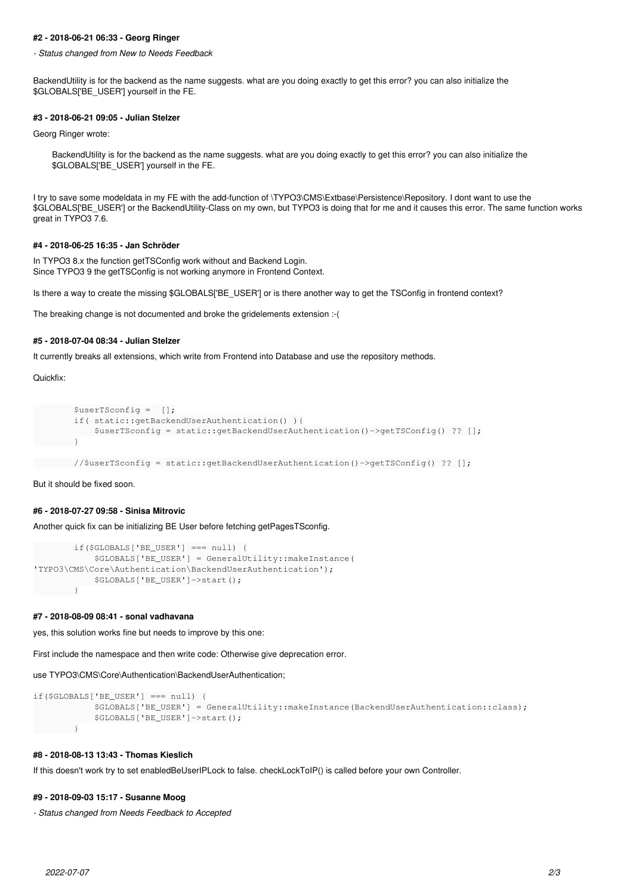#### #2 - 2018-06-21 06:33 - Georg Ringer

*- Status changed from New to Needs Feedback*

BackendUtility is for the backend as the name suggests. what are you doing exactly to get this error? you can also initialize the $GLOBALS['BE_USER'] yourself in the FE.

#### #3 - 2018-06-21 09:05 - Julian Stelzer

Georg Ringer wrote:

> BackendUtility is for the backend as the name suggests. what are you doing exactly to get this error? you can also initialize the $GLOBALS['BE_USER'] yourself in the FE.

I try to save some modeldata in my FE with the add-function of \TYPO3\CMS\Extbase\Persistence\Repository. I dont want to use the $GLOBALS['BE_USER'] or the BackendUtility-Class on my own, but TYPO3 is doing that for me and it causes this error. The same function works great in TYPO3 7.6.

#### #4 - 2018-06-25 16:35 - Jan Schröder

In TYPO3 8.x the function getTSConfig work without and Backend Login.
Since TYPO3 9 the getTSConfig is not working anymore in Frontend Context.

Is there a way to create the missing $GLOBALS['BE_USER'] or is there another way to get the TSConfig in frontend context?

The breaking change is not documented and broke the gridelements extension :-(

#### #5 - 2018-07-04 08:34 - Julian Stelzer

It currently breaks all extensions, which write from Frontend into Database and use the repository methods.

Quickfix:

```
        $userTSconfig =  [];
        if( static::getBackendUserAuthentication() ){
            $userTSconfig = static::getBackendUserAuthentication()->getTSConfig() ?? [];
        }

        //$userTSconfig = static::getBackendUserAuthentication()->getTSConfig() ?? [];
```

But it should be fixed soon.

#### #6 - 2018-07-27 09:58 - Sinisa Mitrovic

Another quick fix can be initializing BE User before fetching getPagesTSconfig.

```
        if($GLOBALS['BE_USER'] === null) {
            $GLOBALS['BE_USER'] = GeneralUtility::makeInstance(
'TYPO3\CMS\Core\Authentication\BackendUserAuthentication');
            $GLOBALS['BE_USER']->start();
        }
```

#### #7 - 2018-08-09 08:41 - sonal vadhavana

yes, this solution works fine but needs to improve by this one:

First include the namespace and then write code: Otherwise give deprecation error.

use TYPO3\CMS\Core\Authentication\BackendUserAuthentication;

```
if($GLOBALS['BE_USER'] === null) {
            $GLOBALS['BE_USER'] = GeneralUtility::makeInstance(BackendUserAuthentication::class);
            $GLOBALS['BE_USER']->start();
        }
```

#### #8 - 2018-08-13 13:43 - Thomas Kieslich

If this doesn't work try to set enabledBeUserIPLock to false. checkLockToIP() is called before your own Controller.

#### #9 - 2018-09-03 15:17 - Susanne Moog

*- Status changed from Needs Feedback to Accepted*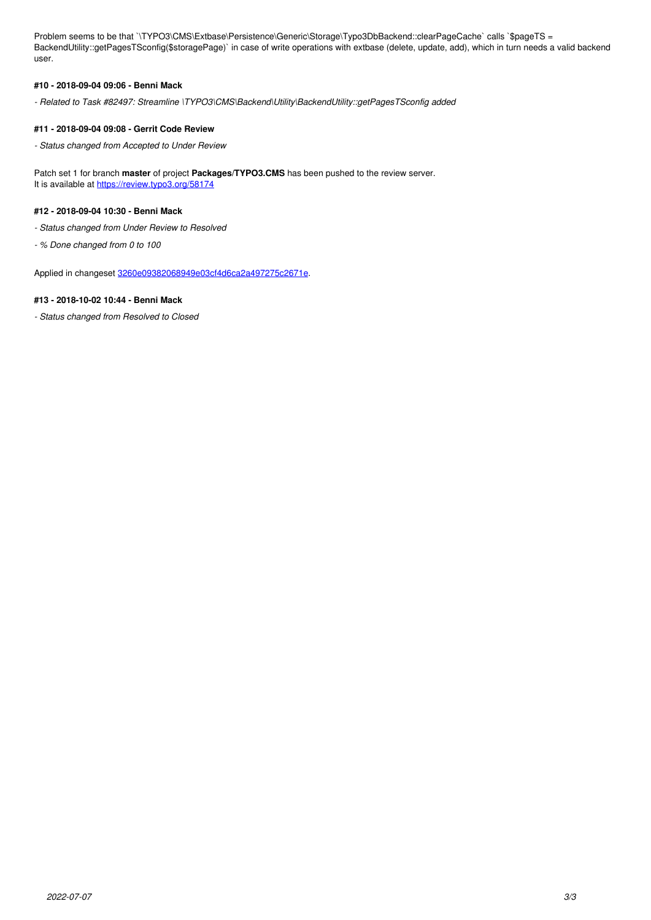Problem seems to be that `\TYPO3\CMS\Extbase\Persistence\Generic\Storage\Typo3DbBackend::clearPageCache` calls `$pageTS = BackendUtility::getPagesTSconfig($storagePage)` in case of write operations with extbase (delete, update, add), which in turn needs a valid backend user.

#### #10 - 2018-09-04 09:06 - Benni Mack

*- Related to Task #82497: Streamline \TYPO3\CMS\Backend\Utility\BackendUtility::getPagesTSconfig added*

#### #11 - 2018-09-04 09:08 - Gerrit Code Review

*- Status changed from Accepted to Under Review*

Patch set 1 for branch **master** of project **Packages/TYPO3.CMS** has been pushed to the review server.
It is available at https://review.typo3.org/58174

#### #12 - 2018-09-04 10:30 - Benni Mack

*- Status changed from Under Review to Resolved*

*- % Done changed from 0 to 100*

Applied in changeset 3260e09382068949e03cf4d6ca2a497275c2671e.

#### #13 - 2018-10-02 10:44 - Benni Mack

*- Status changed from Resolved to Closed*